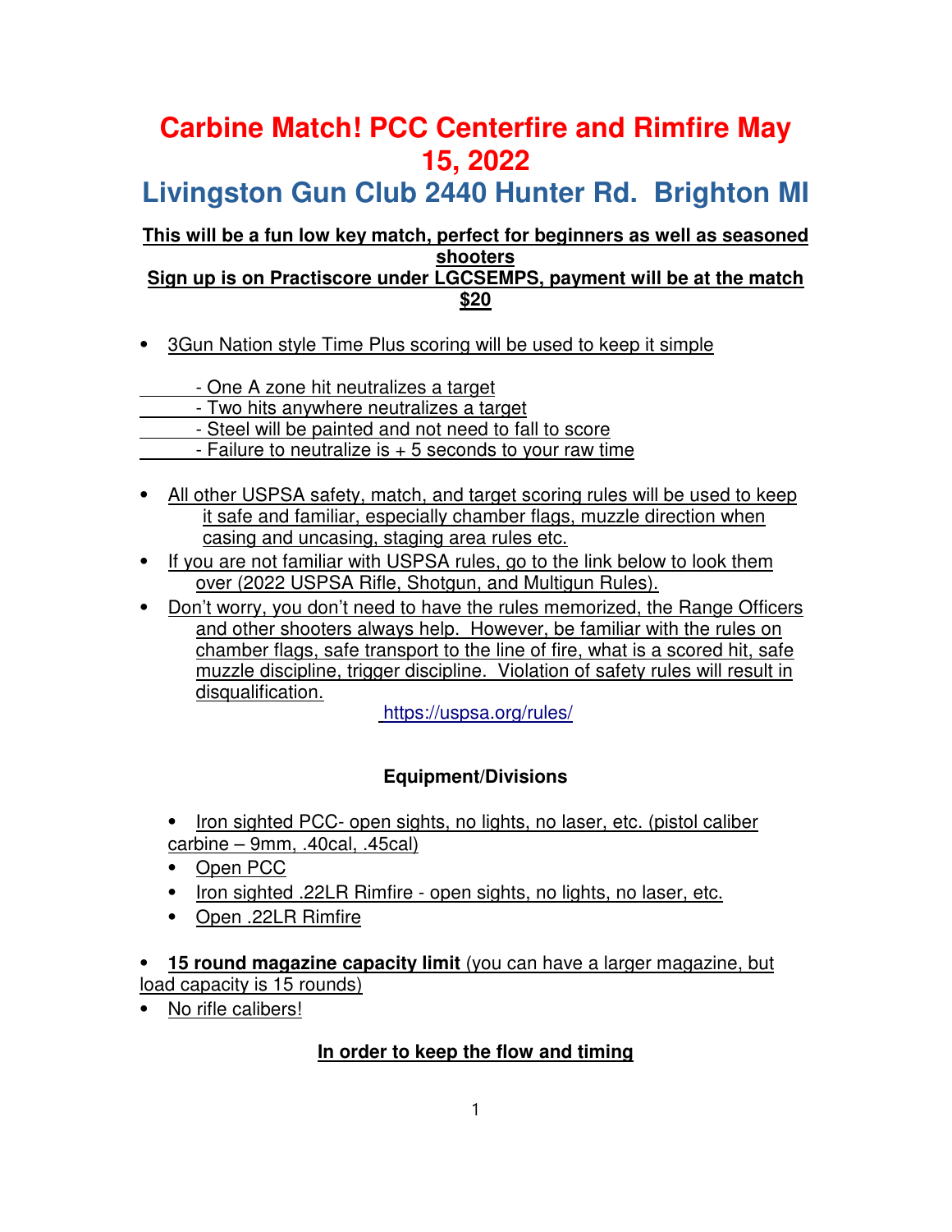# Carbine Match! PCC Centerfire and Rimfire May 15, 2022

## Livingston Gun Club 2440 Hunter Rd. Brighton MI

**This will be a fun low key match, perfect for beginners as well as seasoned shooters**

**Sign up is on Practiscore under LGCSEMPS, payment will be at the match $20**

- 3Gun Nation style Time Plus scoring will be used to keep it simple

  - One A zone hit neutralizes a target
  - Two hits anywhere neutralizes a target
  - Steel will be painted and not need to fall to score
  - Failure to neutralize is + 5 seconds to your raw time

- All other USPSA safety, match, and target scoring rules will be used to keep it safe and familiar, especially chamber flags, muzzle direction when casing and uncasing, staging area rules etc.
- If you are not familiar with USPSA rules, go to the link below to look them over (2022 USPSA Rifle, Shotgun, and Multigun Rules).
- Don't worry, you don't need to have the rules memorized, the Range Officers and other shooters always help. However, be familiar with the rules on chamber flags, safe transport to the line of fire, what is a scored hit, safe muzzle discipline, trigger discipline. Violation of safety rules will result in disqualification.

  https://uspsa.org/rules/

**Equipment/Divisions**

- Iron sighted PCC- open sights, no lights, no laser, etc. (pistol caliber carbine – 9mm, .40cal, .45cal)
- Open PCC
- Iron sighted .22LR Rimfire - open sights, no lights, no laser, etc.
- Open .22LR Rimfire

- **15 round magazine capacity limit** (you can have a larger magazine, but load capacity is 15 rounds)
- No rifle calibers!

**In order to keep the flow and timing**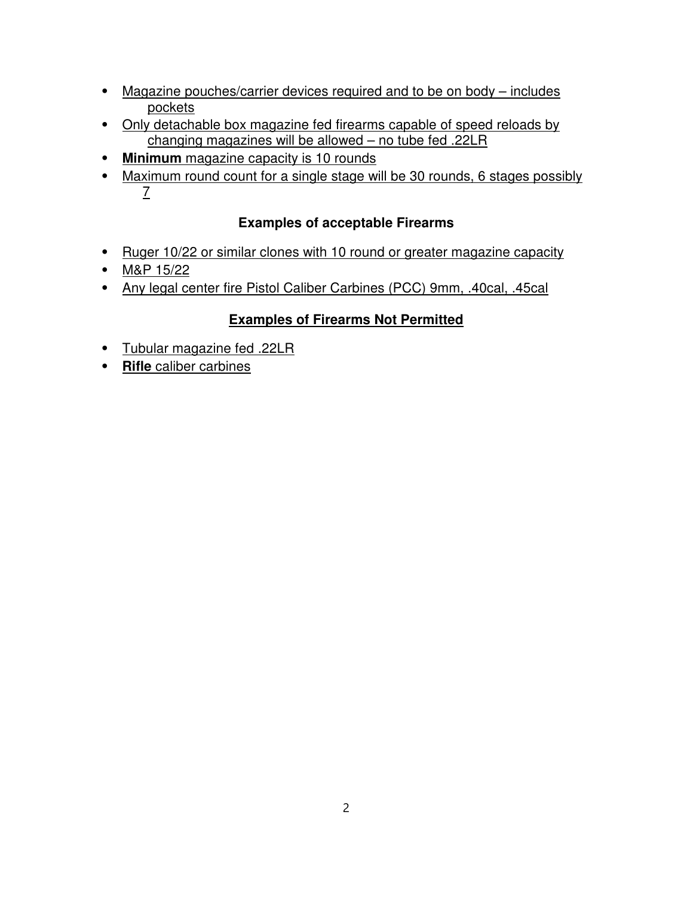- Magazine pouches/carrier devices required and to be on body – includes pockets
- Only detachable box magazine fed firearms capable of speed reloads by changing magazines will be allowed – no tube fed .22LR
- **Minimum** magazine capacity is 10 rounds
- Maximum round count for a single stage will be 30 rounds, 6 stages possibly 7

### Examples of acceptable Firearms

- Ruger 10/22 or similar clones with 10 round or greater magazine capacity
- M&P 15/22
- Any legal center fire Pistol Caliber Carbines (PCC) 9mm, .40cal, .45cal

### Examples of Firearms Not Permitted

- Tubular magazine fed .22LR
- **Rifle** caliber carbines